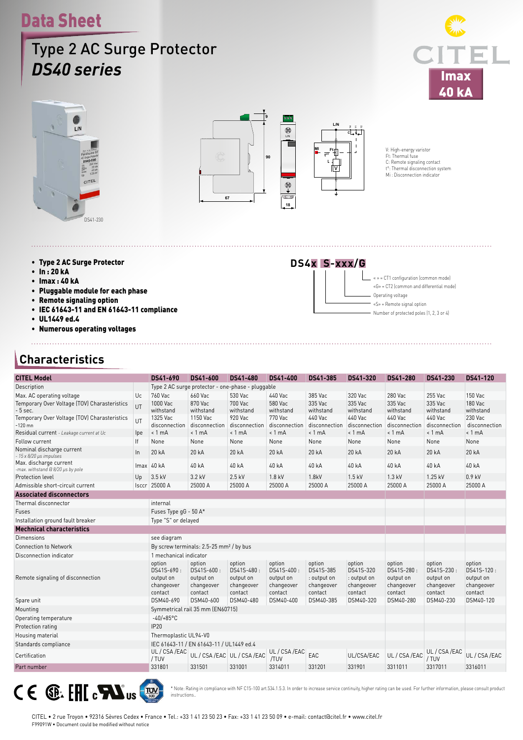# Data Sheet

## Type 2 AC Surge Protector
## *DS40 series*

CITEL

**Imax 40 kA**

DS41-230

V: High-energy varistor
Ft: Thermal fuse
C: Remote signaling contact
t°: Thermal disconnection system
Mi : Disconnection indicator

- **Type 2 AC Surge Protector**
- **In : 20 kA**
- **Imax : 40 kA**
- **Pluggable module for each phase**
- **Remote signaling option**
- **IEC 61643-11 and EN 61643-11 compliance**
- **UL1449 ed.4**
- **Numerous operating voltages**

**DS4x S-xxx/G**

- « » = CT1 configuration (common mode)
- «G» = CT2 (common and differential mode)
- Operating voltage
- «S» = Remote signal option
- Number of protected poles (1, 2, 3 or 4)

## Characteristics

| CITEL Model | | DS41-690 | DS41-600 | DS41-480 | DS41-400 | DS41-385 | DS41-320 | DS41-280 | DS41-230 | DS41-120 |
|---|---|---|---|---|---|---|---|---|---|---|
| Description | | Type 2 AC surge protector - one-phase - pluggable | | | | | | | | |
| Max. AC operating voltage | Uc | 760 Vac | 660 Vac | 530 Vac | 440 Vac | 385 Vac | 320 Vac | 280 Vac | 255 Vac | 150 Vac |
| Temporary Over Voltage (TOV) Charasteristics - 5 sec. | UT | 1000 Vac withstand | 870 Vac withstand | 700 Vac withstand | 580 Vac withstand | 335 Vac withstand | 335 Vac withstand | 335 Vac withstand | 335 Vac withstand | 180 Vac withstand |
| Temporary Over Voltage (TOV) Charasteristics -120 mn | UT | 1325 Vac disconnection | 1150 Vac disconnection | 920 Vac disconnection | 770 Vac disconnection | 440 Vac disconnection | 440 Vac disconnection | 440 Vac disconnection | 440 Vac disconnection | 230 Vac disconnection |
| Residual current - *Leakage current at Uc* | Ipe | < 1 mA | < 1 mA | < 1 mA | < 1 mA | < 1 mA | < 1 mA | < 1 mA | < 1 mA | < 1 mA |
| Follow current | If | None | None | None | None | None | None | None | None | None |
| Nominal discharge current - *15 x 8/20 µs impulses* | In | 20 kA | 20 kA | 20 kA | 20 kA | 20 kA | 20 kA | 20 kA | 20 kA | 20 kA |
| Max. discharge current -*max. withstand @ 8/20 µs by pole* | Imax | 40 kA | 40 kA | 40 kA | 40 kA | 40 kA | 40 kA | 40 kA | 40 kA | 40 kA |
| Protection level | Up | 3.5 kV | 3.2 kV | 2.5 kV | 1.8 kV | 1.8kV | 1.5 kV | 1.3 kV | 1.25 kV | 0.9 kV |
| Admissible short-circuit current | Isccr | 25000 A | 25000 A | 25000 A | 25000 A | 25000 A | 25000 A | 25000 A | 25000 A | 25000 A |
| **Associated disconnectors** | | | | | | | | | | |
| Thermal disconnector | | internal | | | | | | | | |
| Fuses | | Fuses Type gG - 50 A* | | | | | | | | |
| Installation ground fault breaker | | Type "S" or delayed | | | | | | | | |
| **Mechanical characteristics** | | | | | | | | | | |
| Dimensions | | see diagram | | | | | | | | |
| Connection to Network | | By screw terminals: 2.5-25 mm² / by bus | | | | | | | | |
| Disconnection indicator | | 1 mechanical indicator | | | | | | | | |
| Remote signaling of disconnection | | option DS41S-690 : output on changeover contact | option DS41S-600 : output on changeover contact | option DS41S-480 : output on changeover contact | option DS41S-400 : output on changeover contact | option DS41S-385 : output on changeover contact | option DS41S-320 : output on changeover contact | option DS41S-280 : output on changeover contact | option DS41S-230 : output on changeover contact | option DS41S-120 : output on changeover contact |
| Spare unit | | DSM40-690 | DSM40-600 | DSM40-480 | DSM40-400 | DSM40-385 | DSM40-320 | DSM40-280 | DSM40-230 | DSM40-120 |
| Mounting | | Symmetrical rail 35 mm (EN60715) | | | | | | | | |
| Operating temperature | | -40/+85°C | | | | | | | | |
| Protection rating | | IP20 | | | | | | | | |
| Housing material | | Thermoplastic UL94-V0 | | | | | | | | |
| Standards compliance | | IEC 61643-11 / EN 61643-11 / UL1449 ed.4 | | | | | | | | |
| Certification | | UL / CSA /EAC / TUV | UL / CSA /EAC | UL / CSA /EAC | UL / CSA /EAC /TUV | EAC | UL/CSA/EAC | UL / CSA /EAC | UL / CSA /EAC / TUV | UL / CSA /EAC |
| Part number | | 331801 | 331501 | 331001 | 3314011 | 331201 | 331901 | 3311011 | 3317011 | 3316011 |

* Note: Rating in compliance with NF C15-100 art.534.1.5.3. In order to increase service continuity, higher rating can be used. For further information, please consult product instructions..

CITEL • 2 rue Troyon • 92316 Sèvres Cedex • France • Tel.: +33 1 41 23 50 23 • Fax: +33 1 41 23 50 09 • e-mail: contact@citel.fr • www.citel.fr
F99091W • Document could be modified without notice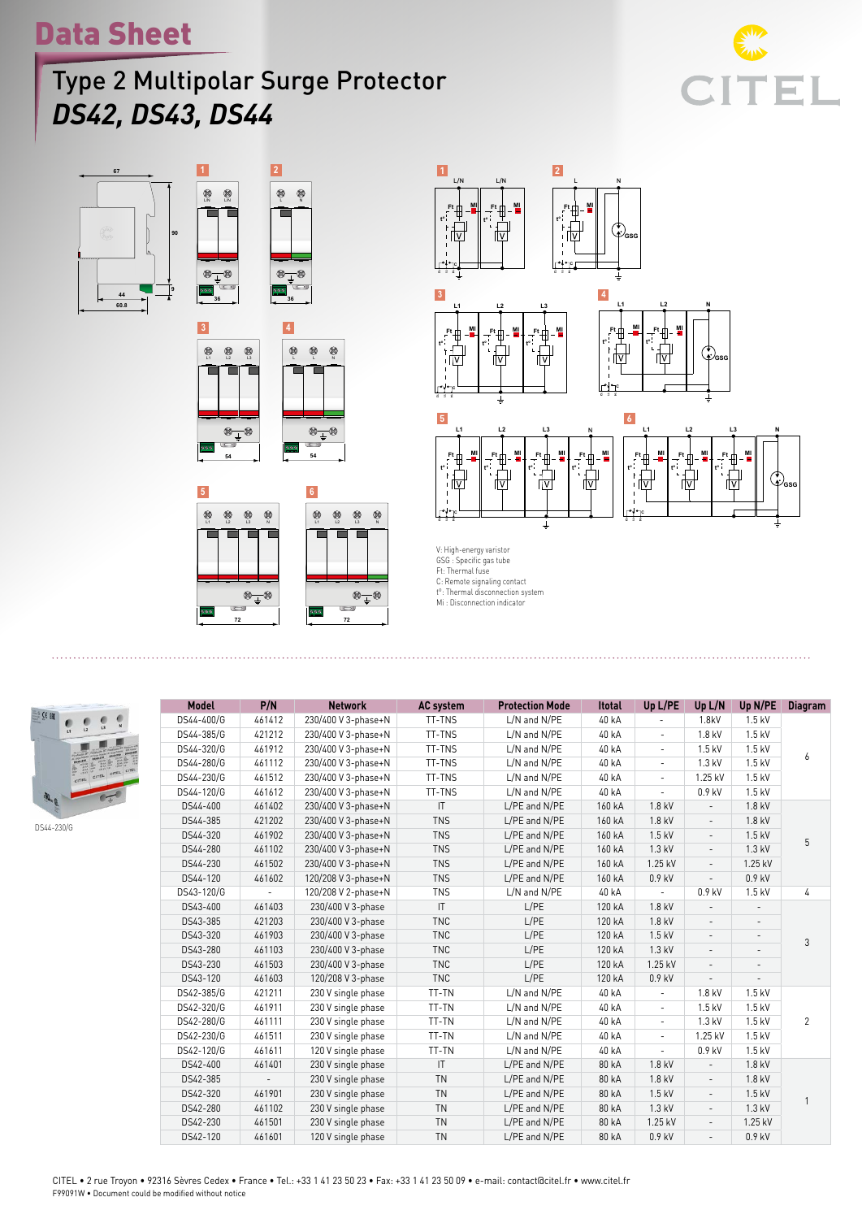# Data Sheet

## Type 2 Multipolar Surge Protector

## *DS42, DS43, DS44*

CITEL

67

90

9

44

60.8

1

36

2

36

3

54

4

54

5

72

6

72

V: High-energy varistor
GSG : Specific gas tube
Ft: Thermal fuse
C: Remote signaling contact
t°: Thermal disconnection system
MI : Disconnection indicator

DS44-230/G

| Model | P/N | Network | AC system | Protection Mode | Itotal | Up L/PE | Up L/N | Up N/PE | Diagram |
|---|---|---|---|---|---|---|---|---|---|
| DS44-400/G | 461412 | 230/400 V 3-phase+N | TT-TNS | L/N and N/PE | 40 kA | - | 1.8kV | 1.5 kV | 6 |
| DS44-385/G | 421212 | 230/400 V 3-phase+N | TT-TNS | L/N and N/PE | 40 kA | - | 1.8 kV | 1.5 kV | |
| DS44-320/G | 461912 | 230/400 V 3-phase+N | TT-TNS | L/N and N/PE | 40 kA | - | 1.5 kV | 1.5 kV | |
| DS44-280/G | 461112 | 230/400 V 3-phase+N | TT-TNS | L/N and N/PE | 40 kA | - | 1.3 kV | 1.5 kV | |
| DS44-230/G | 461512 | 230/400 V 3-phase+N | TT-TNS | L/N and N/PE | 40 kA | - | 1.25 kV | 1.5 kV | |
| DS44-120/G | 461612 | 230/400 V 3-phase+N | TT-TNS | L/N and N/PE | 40 kA | - | 0.9 kV | 1.5 kV | |
| DS44-400 | 461402 | 230/400 V 3-phase+N | IT | L/PE and N/PE | 160 kA | 1.8 kV | - | 1.8 kV | 5 |
| DS44-385 | 421202 | 230/400 V 3-phase+N | TNS | L/PE and N/PE | 160 kA | 1.8 kV | - | 1.8 kV | |
| DS44-320 | 461902 | 230/400 V 3-phase+N | TNS | L/PE and N/PE | 160 kA | 1.5 kV | - | 1.5 kV | |
| DS44-280 | 461102 | 230/400 V 3-phase+N | TNS | L/PE and N/PE | 160 kA | 1.3 kV | - | 1.3 kV | |
| DS44-230 | 461502 | 230/400 V 3-phase+N | TNS | L/PE and N/PE | 160 kA | 1.25 kV | - | 1.25 kV | |
| DS44-120 | 461602 | 120/208 V 3-phase+N | TNS | L/PE and N/PE | 160 kA | 0.9 kV | - | 0.9 kV | |
| DS43-120/G | - | 120/208 V 2-phase+N | TNS | L/N and N/PE | 40 kA | - | 0.9 kV | 1.5 kV | 4 |
| DS43-400 | 461403 | 230/400 V 3-phase | IT | L/PE | 120 kA | 1.8 kV | - | - | 3 |
| DS43-385 | 421203 | 230/400 V 3-phase | TNC | L/PE | 120 kA | 1.8 kV | - | - | |
| DS43-320 | 461903 | 230/400 V 3-phase | TNC | L/PE | 120 kA | 1.5 kV | - | - | |
| DS43-280 | 461103 | 230/400 V 3-phase | TNC | L/PE | 120 kA | 1.3 kV | - | - | |
| DS43-230 | 461503 | 230/400 V 3-phase | TNC | L/PE | 120 kA | 1.25 kV | - | - | |
| DS43-120 | 461603 | 120/208 V 3-phase | TNC | L/PE | 120 kA | 0.9 kV | - | - | |
| DS42-385/G | 421211 | 230 V single phase | TT-TN | L/N and N/PE | 40 kA | - | 1.8 kV | 1.5 kV | 2 |
| DS42-320/G | 461911 | 230 V single phase | TT-TN | L/N and N/PE | 40 kA | - | 1.5 kV | 1.5 kV | |
| DS42-280/G | 461111 | 230 V single phase | TT-TN | L/N and N/PE | 40 kA | - | 1.3 kV | 1.5 kV | |
| DS42-230/G | 461511 | 230 V single phase | TT-TN | L/N and N/PE | 40 kA | - | 1.25 kV | 1.5 kV | |
| DS42-120/G | 461611 | 120 V single phase | TT-TN | L/N and N/PE | 40 kA | - | 0.9 kV | 1.5 kV | |
| DS42-400 | 461401 | 230 V single phase | IT | L/PE and N/PE | 80 kA | 1.8 kV | - | 1.8 kV | 1 |
| DS42-385 | - | 230 V single phase | TN | L/PE and N/PE | 80 kA | 1.8 kV | - | 1.8 kV | |
| DS42-320 | 461901 | 230 V single phase | TN | L/PE and N/PE | 80 kA | 1.5 kV | - | 1.5 kV | |
| DS42-280 | 461102 | 230 V single phase | TN | L/PE and N/PE | 80 kA | 1.3 kV | - | 1.3 kV | |
| DS42-230 | 461501 | 230 V single phase | TN | L/PE and N/PE | 80 kA | 1.25 kV | - | 1.25 kV | |
| DS42-120 | 461601 | 120 V single phase | TN | L/PE and N/PE | 80 kA | 0.9 kV | - | 0.9 kV | |

CITEL • 2 rue Troyon • 92316 Sèvres Cedex • France • Tel.: +33 1 41 23 50 23 • Fax: +33 1 41 23 50 09 • e-mail: contact@citel.fr • www.citel.fr
F99091W • Document could be modified without notice